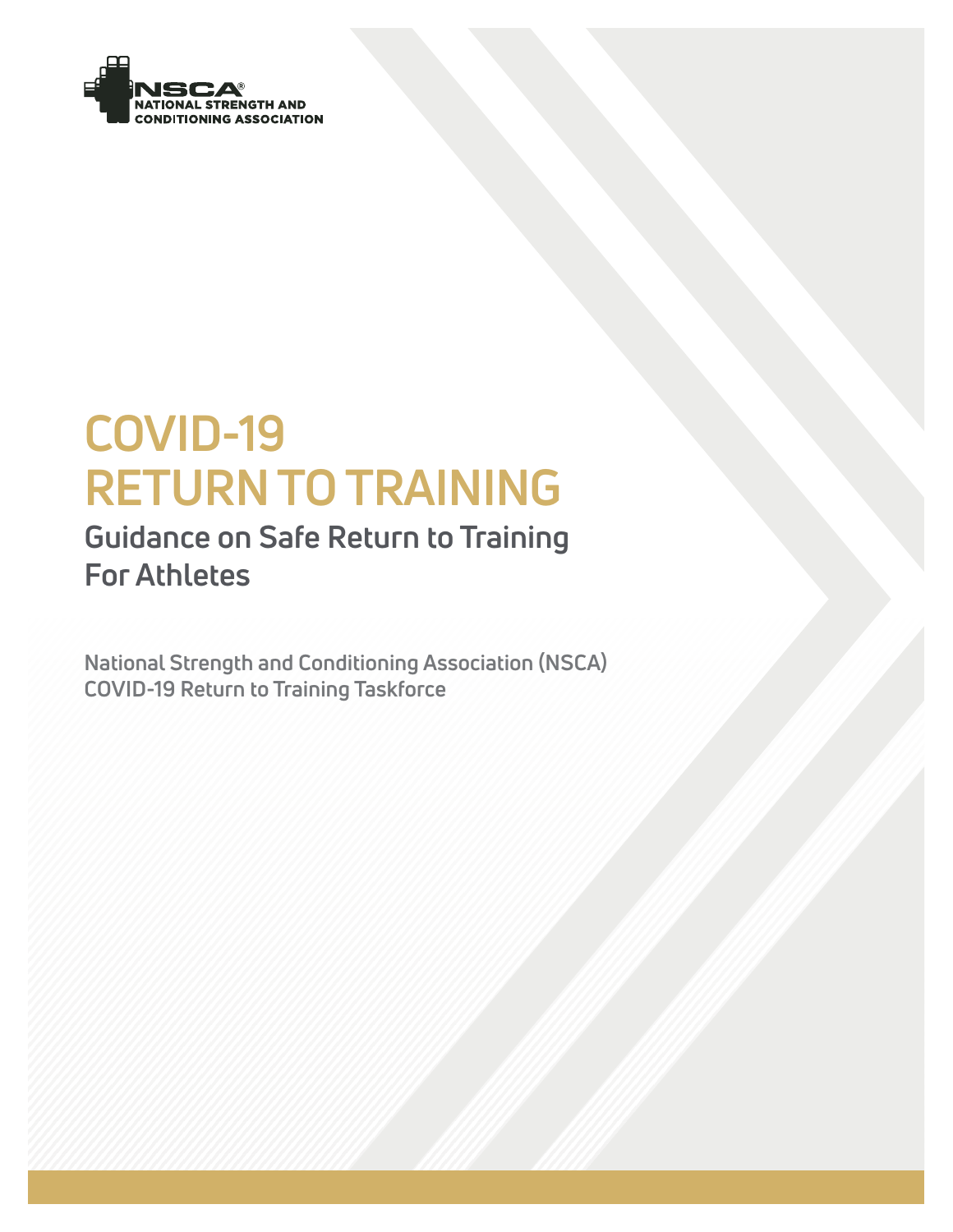NSCA®
NATIONAL STRENGTH AND
CONDITIONING ASSOCIATION

# COVID-19
# RETURN TO TRAINING

## Guidance on Safe Return to Training For Athletes

National Strength and Conditioning Association (NSCA)
COVID-19 Return to Training Taskforce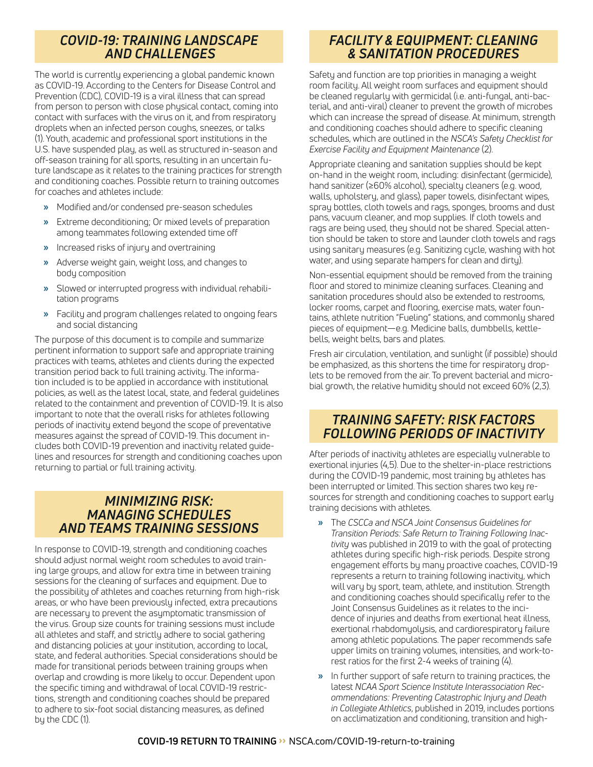## COVID-19: TRAINING LANDSCAPE AND CHALLENGES

The world is currently experiencing a global pandemic known as COVID-19. According to the Centers for Disease Control and Prevention (CDC), COVID-19 is a viral illness that can spread from person to person with close physical contact, coming into contact with surfaces with the virus on it, and from respiratory droplets when an infected person coughs, sneezes, or talks (1). Youth, academic and professional sport institutions in the U.S. have suspended play, as well as structured in-season and off-season training for all sports, resulting in an uncertain future landscape as it relates to the training practices for strength and conditioning coaches. Possible return to training outcomes for coaches and athletes include:

- Modified and/or condensed pre-season schedules
- Extreme deconditioning; Or mixed levels of preparation among teammates following extended time off
- Increased risks of injury and overtraining
- Adverse weight gain, weight loss, and changes to body composition
- Slowed or interrupted progress with individual rehabilitation programs
- Facility and program challenges related to ongoing fears and social distancing

The purpose of this document is to compile and summarize pertinent information to support safe and appropriate training practices with teams, athletes and clients during the expected transition period back to full training activity. The information included is to be applied in accordance with institutional policies, as well as the latest local, state, and federal guidelines related to the containment and prevention of COVID-19. It is also important to note that the overall risks for athletes following periods of inactivity extend beyond the scope of preventative measures against the spread of COVID-19. This document includes both COVID-19 prevention and inactivity related guidelines and resources for strength and conditioning coaches upon returning to partial or full training activity.

## MINIMIZING RISK: MANAGING SCHEDULES AND TEAMS TRAINING SESSIONS

In response to COVID-19, strength and conditioning coaches should adjust normal weight room schedules to avoid training large groups, and allow for extra time in between training sessions for the cleaning of surfaces and equipment. Due to the possibility of athletes and coaches returning from high-risk areas, or who have been previously infected, extra precautions are necessary to prevent the asymptomatic transmission of the virus. Group size counts for training sessions must include all athletes and staff, and strictly adhere to social gathering and distancing policies at your institution, according to local, state, and federal authorities. Special considerations should be made for transitional periods between training groups when overlap and crowding is more likely to occur. Dependent upon the specific timing and withdrawal of local COVID-19 restrictions, strength and conditioning coaches should be prepared to adhere to six-foot social distancing measures, as defined by the CDC (1).

## FACILITY & EQUIPMENT: CLEANING & SANITATION PROCEDURES

Safety and function are top priorities in managing a weight room facility. All weight room surfaces and equipment should be cleaned regularly with germicidal (i.e. anti-fungal, anti-bacterial, and anti-viral) cleaner to prevent the growth of microbes which can increase the spread of disease. At minimum, strength and conditioning coaches should adhere to specific cleaning schedules, which are outlined in the *NSCA's Safety Checklist for Exercise Facility and Equipment Maintenance* (2).

Appropriate cleaning and sanitation supplies should be kept on-hand in the weight room, including: disinfectant (germicide), hand sanitizer (≥60% alcohol), specialty cleaners (e.g. wood, walls, upholstery, and glass), paper towels, disinfectant wipes, spray bottles, cloth towels and rags, sponges, brooms and dust pans, vacuum cleaner, and mop supplies. If cloth towels and rags are being used, they should not be shared. Special attention should be taken to store and launder cloth towels and rags using sanitary measures (e.g. Sanitizing cycle, washing with hot water, and using separate hampers for clean and dirty).

Non-essential equipment should be removed from the training floor and stored to minimize cleaning surfaces. Cleaning and sanitation procedures should also be extended to restrooms, locker rooms, carpet and flooring, exercise mats, water fountains, athlete nutrition "Fueling" stations, and commonly shared pieces of equipment—e.g. Medicine balls, dumbbells, kettlebells, weight belts, bars and plates.

Fresh air circulation, ventilation, and sunlight (if possible) should be emphasized, as this shortens the time for respiratory droplets to be removed from the air. To prevent bacterial and microbial growth, the relative humidity should not exceed 60% (2,3).

## TRAINING SAFETY: RISK FACTORS FOLLOWING PERIODS OF INACTIVITY

After periods of inactivity athletes are especially vulnerable to exertional injuries (4,5). Due to the shelter-in-place restrictions during the COVID-19 pandemic, most training by athletes has been interrupted or limited. This section shares two key resources for strength and conditioning coaches to support early training decisions with athletes.

- The *CSCCa and NSCA Joint Consensus Guidelines for Transition Periods: Safe Return to Training Following Inactivity* was published in 2019 to with the goal of protecting athletes during specific high-risk periods. Despite strong engagement efforts by many proactive coaches, COVID-19 represents a return to training following inactivity, which will vary by sport, team, athlete, and institution. Strength and conditioning coaches should specifically refer to the Joint Consensus Guidelines as it relates to the incidence of injuries and deaths from exertional heat illness, exertional rhabdomyolysis, and cardiorespiratory failure among athletic populations. The paper recommends safe upper limits on training volumes, intensities, and work-to-rest ratios for the first 2-4 weeks of training (4).
- In further support of safe return to training practices, the latest *NCAA Sport Science Institute Interassociation Recommendations: Preventing Catastrophic Injury and Death in Collegiate Athletics*, published in 2019, includes portions on acclimatization and conditioning, transition and high-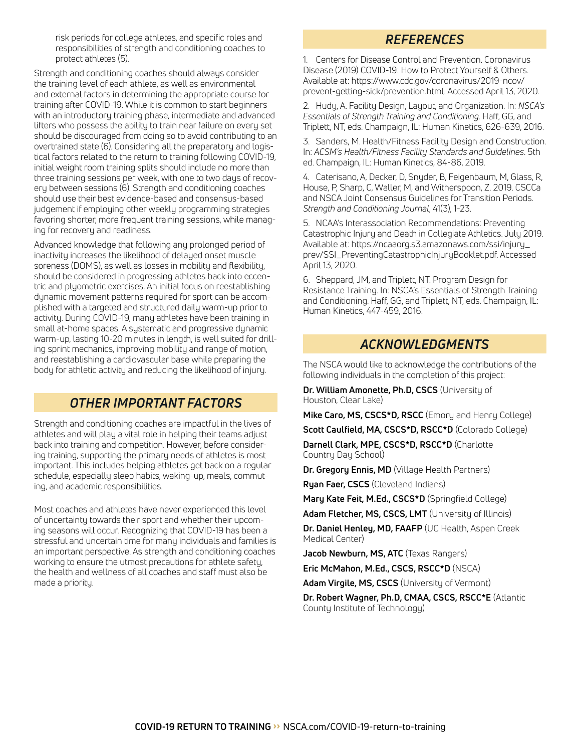risk periods for college athletes, and specific roles and responsibilities of strength and conditioning coaches to protect athletes (5).

Strength and conditioning coaches should always consider the training level of each athlete, as well as environmental and external factors in determining the appropriate course for training after COVID-19. While it is common to start beginners with an introductory training phase, intermediate and advanced lifters who possess the ability to train near failure on every set should be discouraged from doing so to avoid contributing to an overtrained state (6). Considering all the preparatory and logistical factors related to the return to training following COVID-19, initial weight room training splits should include no more than three training sessions per week, with one to two days of recovery between sessions (6). Strength and conditioning coaches should use their best evidence-based and consensus-based judgement if employing other weekly programming strategies favoring shorter, more frequent training sessions, while managing for recovery and readiness.

Advanced knowledge that following any prolonged period of inactivity increases the likelihood of delayed onset muscle soreness (DOMS), as well as losses in mobility and flexibility, should be considered in progressing athletes back into eccentric and plyometric exercises. An initial focus on reestablishing dynamic movement patterns required for sport can be accomplished with a targeted and structured daily warm-up prior to activity. During COVID-19, many athletes have been training in small at-home spaces. A systematic and progressive dynamic warm-up, lasting 10-20 minutes in length, is well suited for drilling sprint mechanics, improving mobility and range of motion, and reestablishing a cardiovascular base while preparing the body for athletic activity and reducing the likelihood of injury.

## OTHER IMPORTANT FACTORS

Strength and conditioning coaches are impactful in the lives of athletes and will play a vital role in helping their teams adjust back into training and competition. However, before considering training, supporting the primary needs of athletes is most important. This includes helping athletes get back on a regular schedule, especially sleep habits, waking-up, meals, commuting, and academic responsibilities.

Most coaches and athletes have never experienced this level of uncertainty towards their sport and whether their upcoming seasons will occur. Recognizing that COVID-19 has been a stressful and uncertain time for many individuals and families is an important perspective. As strength and conditioning coaches working to ensure the utmost precautions for athlete safety, the health and wellness of all coaches and staff must also be made a priority.

## REFERENCES

1. Centers for Disease Control and Prevention. Coronavirus Disease (2019) COVID-19: How to Protect Yourself & Others. Available at: https://www.cdc.gov/coronavirus/2019-ncov/prevent-getting-sick/prevention.html. Accessed April 13, 2020.

2. Hudy, A. Facility Design, Layout, and Organization. In: *NSCA's Essentials of Strength Training and Conditioning*. Haff, GG, and Triplett, NT, eds. Champaign, IL: Human Kinetics, 626-639, 2016.

3. Sanders, M. Health/Fitness Facility Design and Construction. In: *ACSM's Health/Fitness Facility Standards and Guidelines*. 5th ed. Champaign, IL: Human Kinetics, 84-86, 2019.

4. Caterisano, A, Decker, D, Snyder, B, Feigenbaum, M, Glass, R, House, P, Sharp, C, Waller, M, and Witherspoon, Z. 2019. CSCCa and NSCA Joint Consensus Guidelines for Transition Periods. *Strength and Conditioning Journal*, 41(3), 1-23.

5. NCAA's Interassociation Recommendations: Preventing Catastrophic Injury and Death in Collegiate Athletics. July 2019. Available at: https://ncaaorg.s3.amazonaws.com/ssi/injury_prev/SSI_PreventingCatastrophicInjuryBooklet.pdf. Accessed April 13, 2020.

6. Sheppard, JM, and Triplett, NT. Program Design for Resistance Training. In: NSCA's Essentials of Strength Training and Conditioning. Haff, GG, and Triplett, NT, eds. Champaign, IL: Human Kinetics, 447-459, 2016.

## ACKNOWLEDGMENTS

The NSCA would like to acknowledge the contributions of the following individuals in the completion of this project:

**Dr. William Amonette, Ph.D, CSCS** (University of Houston, Clear Lake)

**Mike Caro, MS, CSCS*D, RSCC** (Emory and Henry College)

**Scott Caulfield, MA, CSCS*D, RSCC*D** (Colorado College)

**Darnell Clark, MPE, CSCS*D, RSCC*D** (Charlotte Country Day School)

**Dr. Gregory Ennis, MD** (Village Health Partners)

**Ryan Faer, CSCS** (Cleveland Indians)

**Mary Kate Feit, M.Ed., CSCS*D** (Springfield College)

**Adam Fletcher, MS, CSCS, LMT** (University of Illinois)

**Dr. Daniel Henley, MD, FAAFP** (UC Health, Aspen Creek Medical Center)

**Jacob Newburn, MS, ATC** (Texas Rangers)

**Eric McMahon, M.Ed., CSCS, RSCC*D** (NSCA)

**Adam Virgile, MS, CSCS** (University of Vermont)

**Dr. Robert Wagner, Ph.D, CMAA, CSCS, RSCC*E** (Atlantic County Institute of Technology)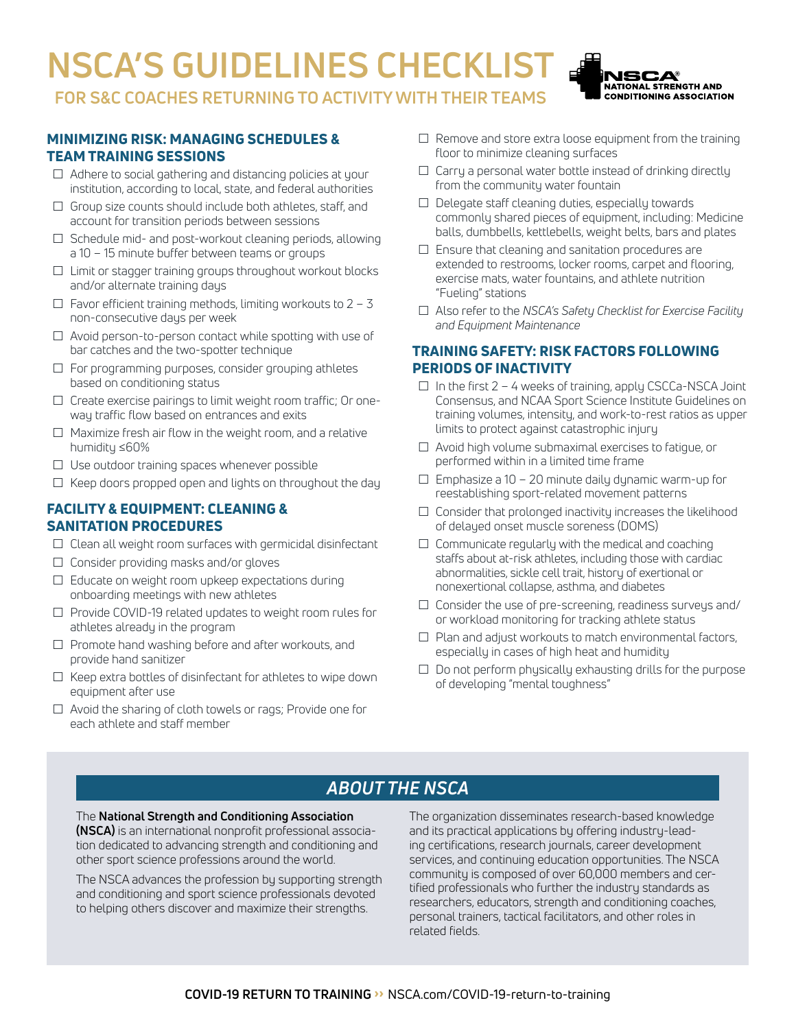# NSCA'S GUIDELINES CHECKLIST

## FOR S&C COACHES RETURNING TO ACTIVITY WITH THEIR TEAMS

### MINIMIZING RISK: MANAGING SCHEDULES & TEAM TRAINING SESSIONS

- ☐ Adhere to social gathering and distancing policies at your institution, according to local, state, and federal authorities
- ☐ Group size counts should include both athletes, staff, and account for transition periods between sessions
- ☐ Schedule mid- and post-workout cleaning periods, allowing a 10 – 15 minute buffer between teams or groups
- ☐ Limit or stagger training groups throughout workout blocks and/or alternate training days
- ☐ Favor efficient training methods, limiting workouts to 2 – 3 non-consecutive days per week
- ☐ Avoid person-to-person contact while spotting with use of bar catches and the two-spotter technique
- ☐ For programming purposes, consider grouping athletes based on conditioning status
- ☐ Create exercise pairings to limit weight room traffic; Or one-way traffic flow based on entrances and exits
- ☐ Maximize fresh air flow in the weight room, and a relative humidity ≤60%
- ☐ Use outdoor training spaces whenever possible
- ☐ Keep doors propped open and lights on throughout the day

### FACILITY & EQUIPMENT: CLEANING & SANITATION PROCEDURES

- ☐ Clean all weight room surfaces with germicidal disinfectant
- ☐ Consider providing masks and/or gloves
- ☐ Educate on weight room upkeep expectations during onboarding meetings with new athletes
- ☐ Provide COVID-19 related updates to weight room rules for athletes already in the program
- ☐ Promote hand washing before and after workouts, and provide hand sanitizer
- ☐ Keep extra bottles of disinfectant for athletes to wipe down equipment after use
- ☐ Avoid the sharing of cloth towels or rags; Provide one for each athlete and staff member
- ☐ Remove and store extra loose equipment from the training floor to minimize cleaning surfaces
- ☐ Carry a personal water bottle instead of drinking directly from the community water fountain
- ☐ Delegate staff cleaning duties, especially towards commonly shared pieces of equipment, including: Medicine balls, dumbbells, kettlebells, weight belts, bars and plates
- ☐ Ensure that cleaning and sanitation procedures are extended to restrooms, locker rooms, carpet and flooring, exercise mats, water fountains, and athlete nutrition "Fueling" stations
- ☐ Also refer to the *NSCA's Safety Checklist for Exercise Facility and Equipment Maintenance*

### TRAINING SAFETY: RISK FACTORS FOLLOWING PERIODS OF INACTIVITY

- ☐ In the first 2 – 4 weeks of training, apply CSCCa-NSCA Joint Consensus, and NCAA Sport Science Institute Guidelines on training volumes, intensity, and work-to-rest ratios as upper limits to protect against catastrophic injury
- ☐ Avoid high volume submaximal exercises to fatigue, or performed within in a limited time frame
- ☐ Emphasize a 10 – 20 minute daily dynamic warm-up for reestablishing sport-related movement patterns
- ☐ Consider that prolonged inactivity increases the likelihood of delayed onset muscle soreness (DOMS)
- ☐ Communicate regularly with the medical and coaching staffs about at-risk athletes, including those with cardiac abnormalities, sickle cell trait, history of exertional or nonexertional collapse, asthma, and diabetes
- ☐ Consider the use of pre-screening, readiness surveys and/or workload monitoring for tracking athlete status
- ☐ Plan and adjust workouts to match environmental factors, especially in cases of high heat and humidity
- ☐ Do not perform physically exhausting drills for the purpose of developing "mental toughness"

## *ABOUT THE NSCA*

The **National Strength and Conditioning Association (NSCA)** is an international nonprofit professional association dedicated to advancing strength and conditioning and other sport science professions around the world.

The NSCA advances the profession by supporting strength and conditioning and sport science professionals devoted to helping others discover and maximize their strengths.

The organization disseminates research-based knowledge and its practical applications by offering industry-leading certifications, research journals, career development services, and continuing education opportunities. The NSCA community is composed of over 60,000 members and certified professionals who further the industry standards as researchers, educators, strength and conditioning coaches, personal trainers, tactical facilitators, and other roles in related fields.

**COVID-19 RETURN TO TRAINING** ›› NSCA.com/COVID-19-return-to-training